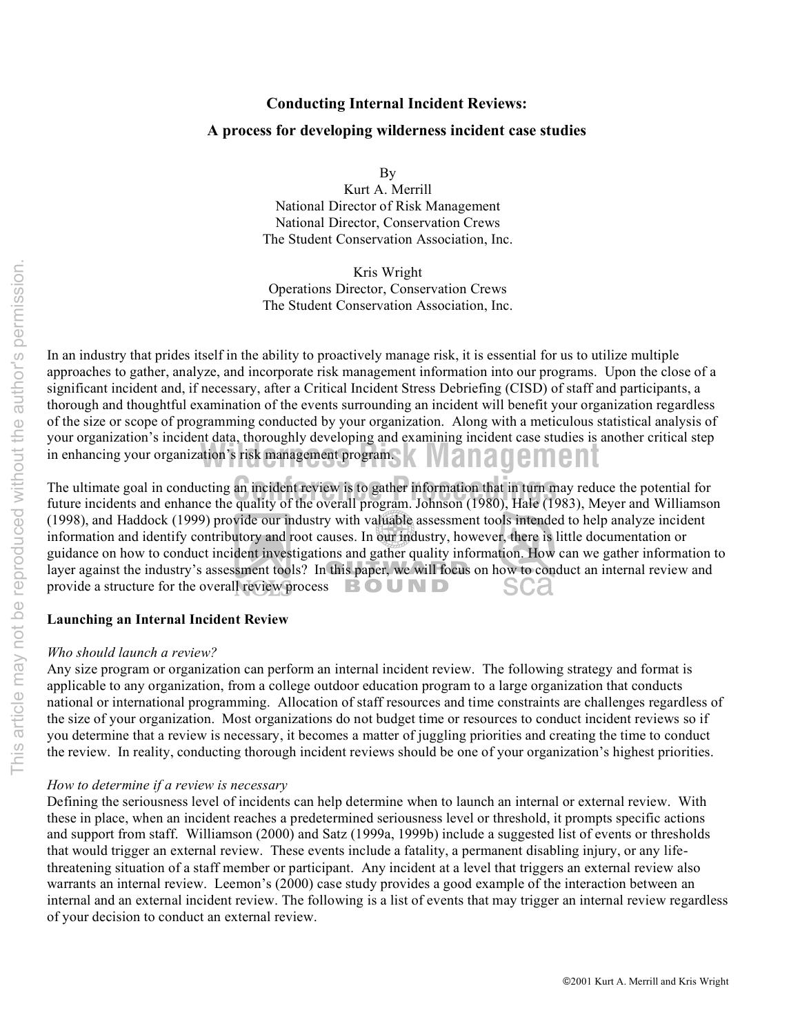# Conducting Internal Incident Reviews:

## A process for developing wilderness incident case studies

By
Kurt A. Merrill
National Director of Risk Management
National Director, Conservation Crews
The Student Conservation Association, Inc.

Kris Wright
Operations Director, Conservation Crews
The Student Conservation Association, Inc.

In an industry that prides itself in the ability to proactively manage risk, it is essential for us to utilize multiple approaches to gather, analyze, and incorporate risk management information into our programs. Upon the close of a significant incident and, if necessary, after a Critical Incident Stress Debriefing (CISD) of staff and participants, a thorough and thoughtful examination of the events surrounding an incident will benefit your organization regardless of the size or scope of programming conducted by your organization. Along with a meticulous statistical analysis of your organization's incident data, thoroughly developing and examining incident case studies is another critical step in enhancing your organization's risk management program.

The ultimate goal in conducting an incident review is to gather information that in turn may reduce the potential for future incidents and enhance the quality of the overall program. Johnson (1980), Hale (1983), Meyer and Williamson (1998), and Haddock (1999) provide our industry with valuable assessment tools intended to help analyze incident information and identify contributory and root causes. In our industry, however, there is little documentation or guidance on how to conduct incident investigations and gather quality information. How can we gather information to layer against the industry's assessment tools? In this paper, we will focus on how to conduct an internal review and provide a structure for the overall review process

### Launching an Internal Incident Review

*Who should launch a review?*
Any size program or organization can perform an internal incident review. The following strategy and format is applicable to any organization, from a college outdoor education program to a large organization that conducts national or international programming. Allocation of staff resources and time constraints are challenges regardless of the size of your organization. Most organizations do not budget time or resources to conduct incident reviews so if you determine that a review is necessary, it becomes a matter of juggling priorities and creating the time to conduct the review. In reality, conducting thorough incident reviews should be one of your organization's highest priorities.

*How to determine if a review is necessary*
Defining the seriousness level of incidents can help determine when to launch an internal or external review. With these in place, when an incident reaches a predetermined seriousness level or threshold, it prompts specific actions and support from staff. Williamson (2000) and Satz (1999a, 1999b) include a suggested list of events or thresholds that would trigger an external review. These events include a fatality, a permanent disabling injury, or any life-threatening situation of a staff member or participant. Any incident at a level that triggers an external review also warrants an internal review. Leemon's (2000) case study provides a good example of the interaction between an internal and an external incident review. The following is a list of events that may trigger an internal review regardless of your decision to conduct an external review.

©2001 Kurt A. Merrill and Kris Wright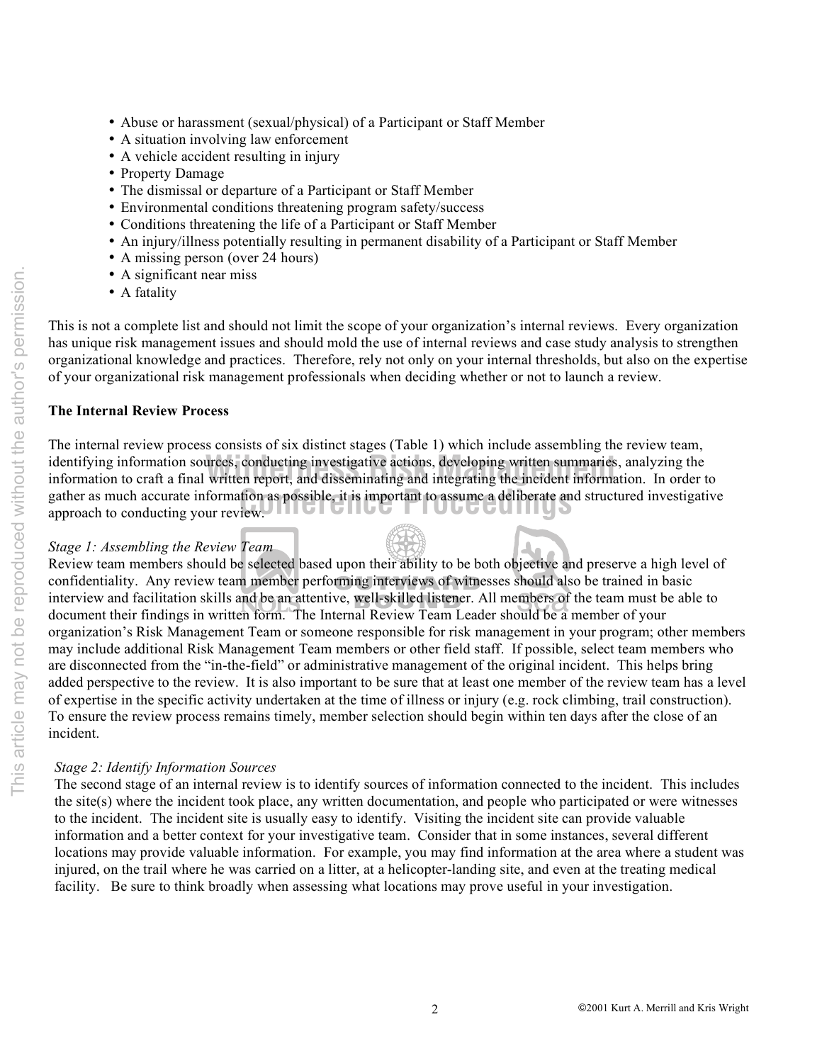- Abuse or harassment (sexual/physical) of a Participant or Staff Member
- A situation involving law enforcement
- A vehicle accident resulting in injury
- Property Damage
- The dismissal or departure of a Participant or Staff Member
- Environmental conditions threatening program safety/success
- Conditions threatening the life of a Participant or Staff Member
- An injury/illness potentially resulting in permanent disability of a Participant or Staff Member
- A missing person (over 24 hours)
- A significant near miss
- A fatality

This is not a complete list and should not limit the scope of your organization's internal reviews. Every organization has unique risk management issues and should mold the use of internal reviews and case study analysis to strengthen organizational knowledge and practices. Therefore, rely not only on your internal thresholds, but also on the expertise of your organizational risk management professionals when deciding whether or not to launch a review.

**The Internal Review Process**

The internal review process consists of six distinct stages (Table 1) which include assembling the review team, identifying information sources, conducting investigative actions, developing written summaries, analyzing the information to craft a final written report, and disseminating and integrating the incident information. In order to gather as much accurate information as possible, it is important to assume a deliberate and structured investigative approach to conducting your review.

*Stage 1: Assembling the Review Team*

Review team members should be selected based upon their ability to be both objective and preserve a high level of confidentiality. Any review team member performing interviews of witnesses should also be trained in basic interview and facilitation skills and be an attentive, well-skilled listener. All members of the team must be able to document their findings in written form. The Internal Review Team Leader should be a member of your organization's Risk Management Team or someone responsible for risk management in your program; other members may include additional Risk Management Team members or other field staff. If possible, select team members who are disconnected from the "in-the-field" or administrative management of the original incident. This helps bring added perspective to the review. It is also important to be sure that at least one member of the review team has a level of expertise in the specific activity undertaken at the time of illness or injury (e.g. rock climbing, trail construction). To ensure the review process remains timely, member selection should begin within ten days after the close of an incident.

*Stage 2: Identify Information Sources*

The second stage of an internal review is to identify sources of information connected to the incident. This includes the site(s) where the incident took place, any written documentation, and people who participated or were witnesses to the incident. The incident site is usually easy to identify. Visiting the incident site can provide valuable information and a better context for your investigative team. Consider that in some instances, several different locations may provide valuable information. For example, you may find information at the area where a student was injured, on the trail where he was carried on a litter, at a helicopter-landing site, and even at the treating medical facility. Be sure to think broadly when assessing what locations may prove useful in your investigation.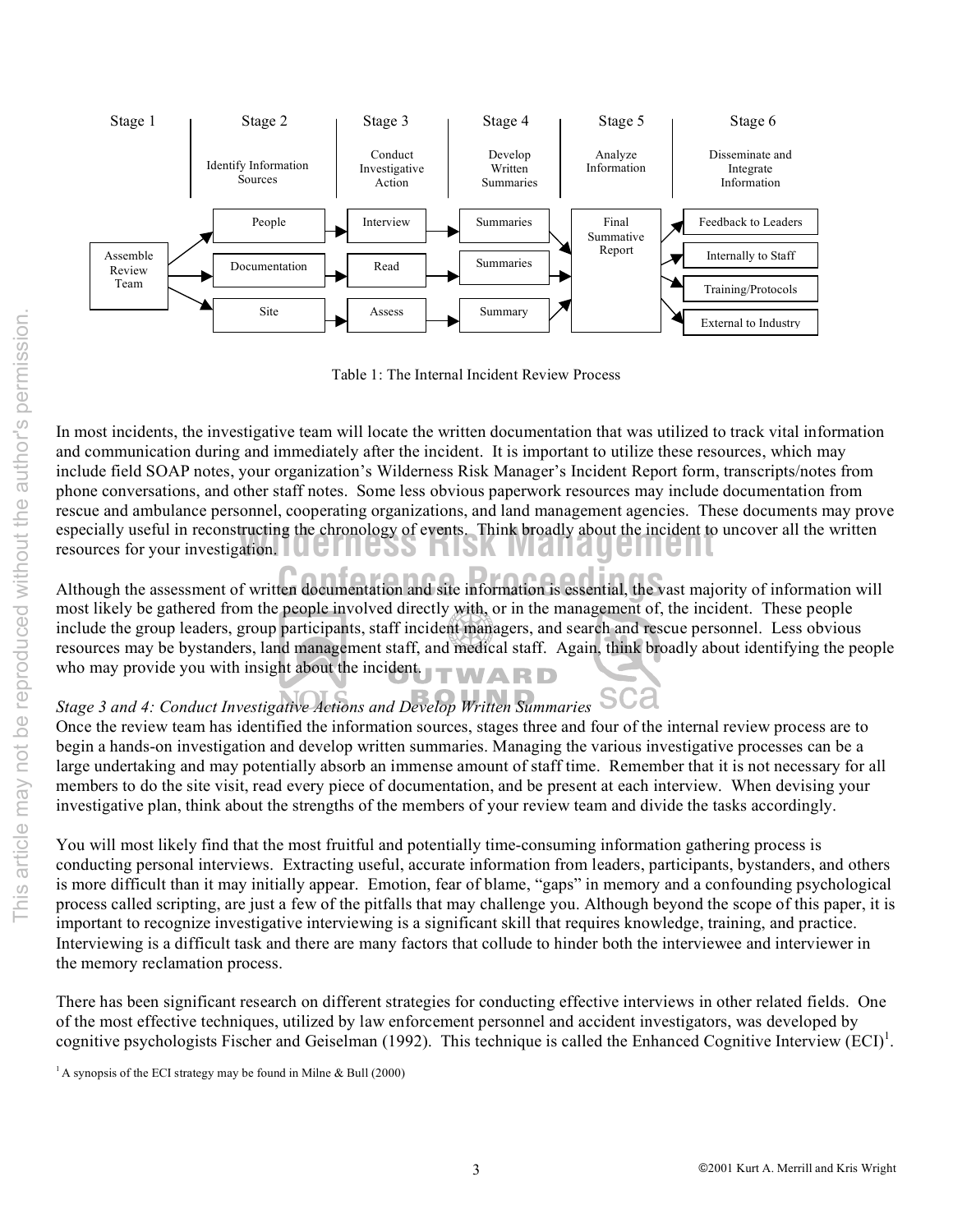| Stage 1 | Stage 2 | Stage 3 | Stage 4 | Stage 5 | Stage 6 |
|---|---|---|---|---|---|
| | Identify Information Sources | Conduct Investigative Action | Develop Written Summaries | Analyze Information | Disseminate and Integrate Information |
| Assemble Review Team | People | Interview | Summaries | Final Summative Report | Feedback to Leaders |
| | Documentation | Read | Summaries | | Internally to Staff |
| | Site | Assess | Summary | | Training/Protocols |
| | | | | | External to Industry |

Table 1: The Internal Incident Review Process

In most incidents, the investigative team will locate the written documentation that was utilized to track vital information and communication during and immediately after the incident. It is important to utilize these resources, which may include field SOAP notes, your organization's Wilderness Risk Manager's Incident Report form, transcripts/notes from phone conversations, and other staff notes. Some less obvious paperwork resources may include documentation from rescue and ambulance personnel, cooperating organizations, and land management agencies. These documents may prove especially useful in reconstructing the chronology of events. Think broadly about the incident to uncover all the written resources for your investigation.

Although the assessment of written documentation and site information is essential, the vast majority of information will most likely be gathered from the people involved directly with, or in the management of, the incident. These people include the group leaders, group participants, staff incident managers, and search and rescue personnel. Less obvious resources may be bystanders, land management staff, and medical staff. Again, think broadly about identifying the people who may provide you with insight about the incident.

*Stage 3 and 4: Conduct Investigative Actions and Develop Written Summaries*

Once the review team has identified the information sources, stages three and four of the internal review process are to begin a hands-on investigation and develop written summaries. Managing the various investigative processes can be a large undertaking and may potentially absorb an immense amount of staff time. Remember that it is not necessary for all members to do the site visit, read every piece of documentation, and be present at each interview. When devising your investigative plan, think about the strengths of the members of your review team and divide the tasks accordingly.

You will most likely find that the most fruitful and potentially time-consuming information gathering process is conducting personal interviews. Extracting useful, accurate information from leaders, participants, bystanders, and others is more difficult than it may initially appear. Emotion, fear of blame, "gaps" in memory and a confounding psychological process called scripting, are just a few of the pitfalls that may challenge you. Although beyond the scope of this paper, it is important to recognize investigative interviewing is a significant skill that requires knowledge, training, and practice. Interviewing is a difficult task and there are many factors that collude to hinder both the interviewee and interviewer in the memory reclamation process.

There has been significant research on different strategies for conducting effective interviews in other related fields. One of the most effective techniques, utilized by law enforcement personnel and accident investigators, was developed by cognitive psychologists Fischer and Geiselman (1992). This technique is called the Enhanced Cognitive Interview (ECI)[1].

[1] A synopsis of the ECI strategy may be found in Milne & Bull (2000)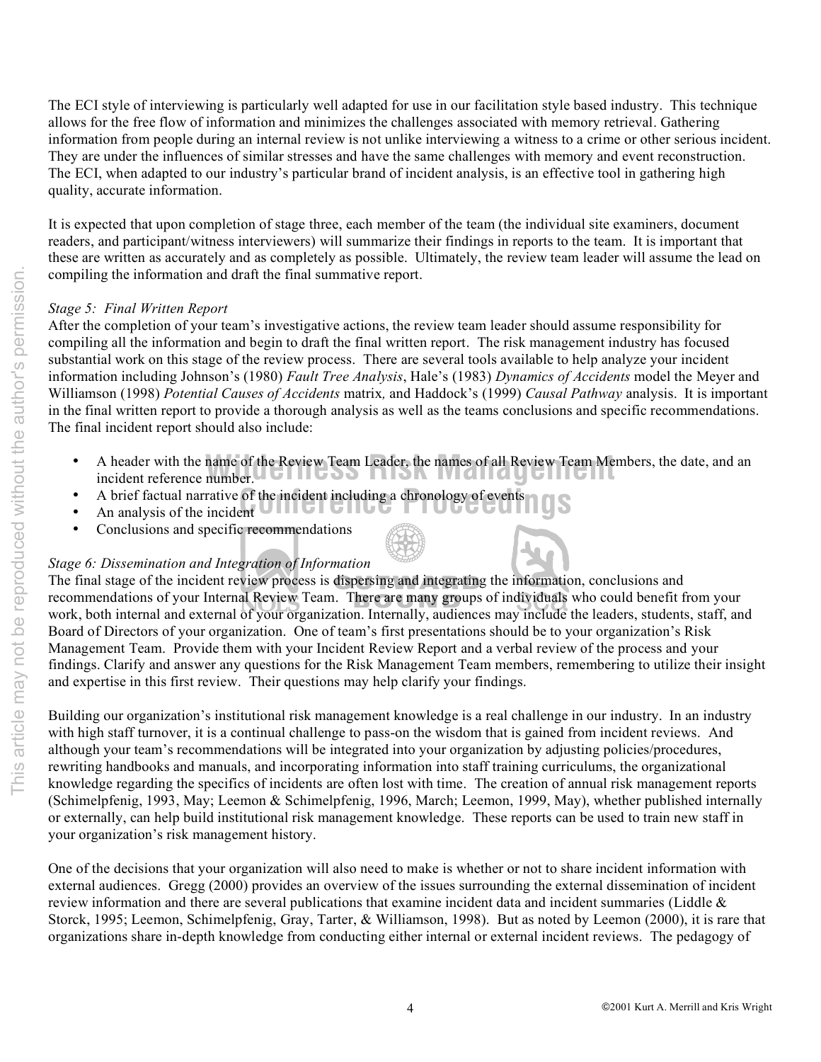The ECI style of interviewing is particularly well adapted for use in our facilitation style based industry. This technique allows for the free flow of information and minimizes the challenges associated with memory retrieval. Gathering information from people during an internal review is not unlike interviewing a witness to a crime or other serious incident. They are under the influences of similar stresses and have the same challenges with memory and event reconstruction. The ECI, when adapted to our industry's particular brand of incident analysis, is an effective tool in gathering high quality, accurate information.

It is expected that upon completion of stage three, each member of the team (the individual site examiners, document readers, and participant/witness interviewers) will summarize their findings in reports to the team. It is important that these are written as accurately and as completely as possible. Ultimately, the review team leader will assume the lead on compiling the information and draft the final summative report.

*Stage 5: Final Written Report*

After the completion of your team's investigative actions, the review team leader should assume responsibility for compiling all the information and begin to draft the final written report. The risk management industry has focused substantial work on this stage of the review process. There are several tools available to help analyze your incident information including Johnson's (1980) *Fault Tree Analysis*, Hale's (1983) *Dynamics of Accidents* model the Meyer and Williamson (1998) *Potential Causes of Accidents* matrix, and Haddock's (1999) *Causal Pathway* analysis. It is important in the final written report to provide a thorough analysis as well as the teams conclusions and specific recommendations. The final incident report should also include:

- A header with the name of the Review Team Leader, the names of all Review Team Members, the date, and an incident reference number.
- A brief factual narrative of the incident including a chronology of events
- An analysis of the incident
- Conclusions and specific recommendations

*Stage 6: Dissemination and Integration of Information*

The final stage of the incident review process is dispersing and integrating the information, conclusions and recommendations of your Internal Review Team. There are many groups of individuals who could benefit from your work, both internal and external of your organization. Internally, audiences may include the leaders, students, staff, and Board of Directors of your organization. One of team's first presentations should be to your organization's Risk Management Team. Provide them with your Incident Review Report and a verbal review of the process and your findings. Clarify and answer any questions for the Risk Management Team members, remembering to utilize their insight and expertise in this first review. Their questions may help clarify your findings.

Building our organization's institutional risk management knowledge is a real challenge in our industry. In an industry with high staff turnover, it is a continual challenge to pass-on the wisdom that is gained from incident reviews. And although your team's recommendations will be integrated into your organization by adjusting policies/procedures, rewriting handbooks and manuals, and incorporating information into staff training curriculums, the organizational knowledge regarding the specifics of incidents are often lost with time. The creation of annual risk management reports (Schimelpfenig, 1993, May; Leemon & Schimelpfenig, 1996, March; Leemon, 1999, May), whether published internally or externally, can help build institutional risk management knowledge. These reports can be used to train new staff in your organization's risk management history.

One of the decisions that your organization will also need to make is whether or not to share incident information with external audiences. Gregg (2000) provides an overview of the issues surrounding the external dissemination of incident review information and there are several publications that examine incident data and incident summaries (Liddle & Storck, 1995; Leemon, Schimelpfenig, Gray, Tarter, & Williamson, 1998). But as noted by Leemon (2000), it is rare that organizations share in-depth knowledge from conducting either internal or external incident reviews. The pedagogy of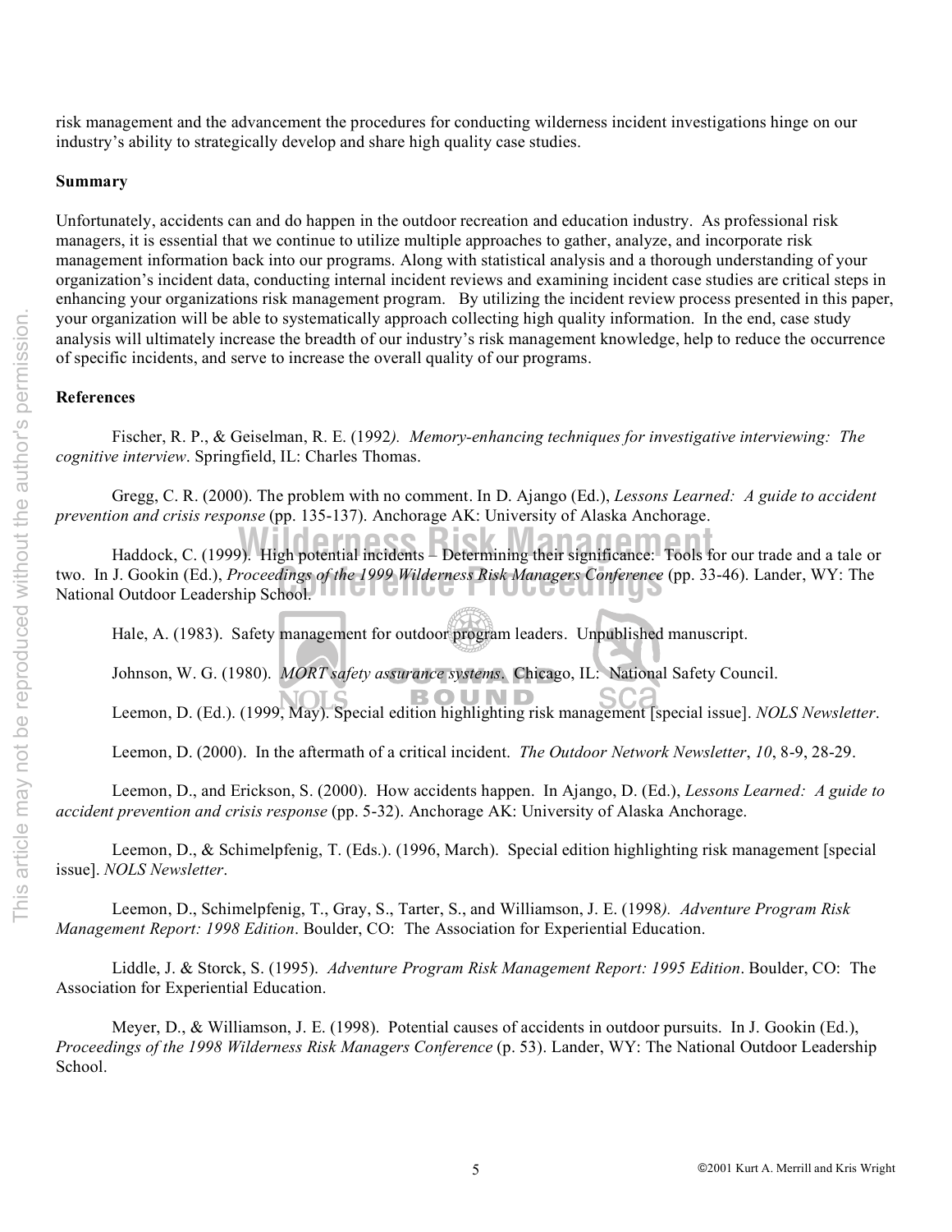risk management and the advancement the procedures for conducting wilderness incident investigations hinge on our industry's ability to strategically develop and share high quality case studies.

**Summary**

Unfortunately, accidents can and do happen in the outdoor recreation and education industry. As professional risk managers, it is essential that we continue to utilize multiple approaches to gather, analyze, and incorporate risk management information back into our programs. Along with statistical analysis and a thorough understanding of your organization's incident data, conducting internal incident reviews and examining incident case studies are critical steps in enhancing your organizations risk management program. By utilizing the incident review process presented in this paper, your organization will be able to systematically approach collecting high quality information. In the end, case study analysis will ultimately increase the breadth of our industry's risk management knowledge, help to reduce the occurrence of specific incidents, and serve to increase the overall quality of our programs.

**References**

Fischer, R. P., & Geiselman, R. E. (1992*). Memory-enhancing techniques for investigative interviewing: The cognitive interview*. Springfield, IL: Charles Thomas.

Gregg, C. R. (2000). The problem with no comment. In D. Ajango (Ed.), *Lessons Learned: A guide to accident prevention and crisis response* (pp. 135-137). Anchorage AK: University of Alaska Anchorage.

Haddock, C. (1999). High potential incidents – Determining their significance: Tools for our trade and a tale or two. In J. Gookin (Ed.), *Proceedings of the 1999 Wilderness Risk Managers Conference* (pp. 33-46). Lander, WY: The National Outdoor Leadership School.

Hale, A. (1983). Safety management for outdoor program leaders. Unpublished manuscript.

Johnson, W. G. (1980). *MORT safety assurance systems*. Chicago, IL: National Safety Council.

Leemon, D. (Ed.). (1999, May). Special edition highlighting risk management [special issue]. *NOLS Newsletter*.

Leemon, D. (2000). In the aftermath of a critical incident. *The Outdoor Network Newsletter*, *10*, 8-9, 28-29.

Leemon, D., and Erickson, S. (2000). How accidents happen. In Ajango, D. (Ed.), *Lessons Learned: A guide to accident prevention and crisis response* (pp. 5-32). Anchorage AK: University of Alaska Anchorage.

Leemon, D., & Schimelpfenig, T. (Eds.). (1996, March). Special edition highlighting risk management [special issue]. *NOLS Newsletter*.

Leemon, D., Schimelpfenig, T., Gray, S., Tarter, S., and Williamson, J. E. (1998*). Adventure Program Risk Management Report: 1998 Edition*. Boulder, CO: The Association for Experiential Education.

Liddle, J. & Storck, S. (1995). *Adventure Program Risk Management Report: 1995 Edition*. Boulder, CO: The Association for Experiential Education.

Meyer, D., & Williamson, J. E. (1998). Potential causes of accidents in outdoor pursuits. In J. Gookin (Ed.), *Proceedings of the 1998 Wilderness Risk Managers Conference* (p. 53). Lander, WY: The National Outdoor Leadership School.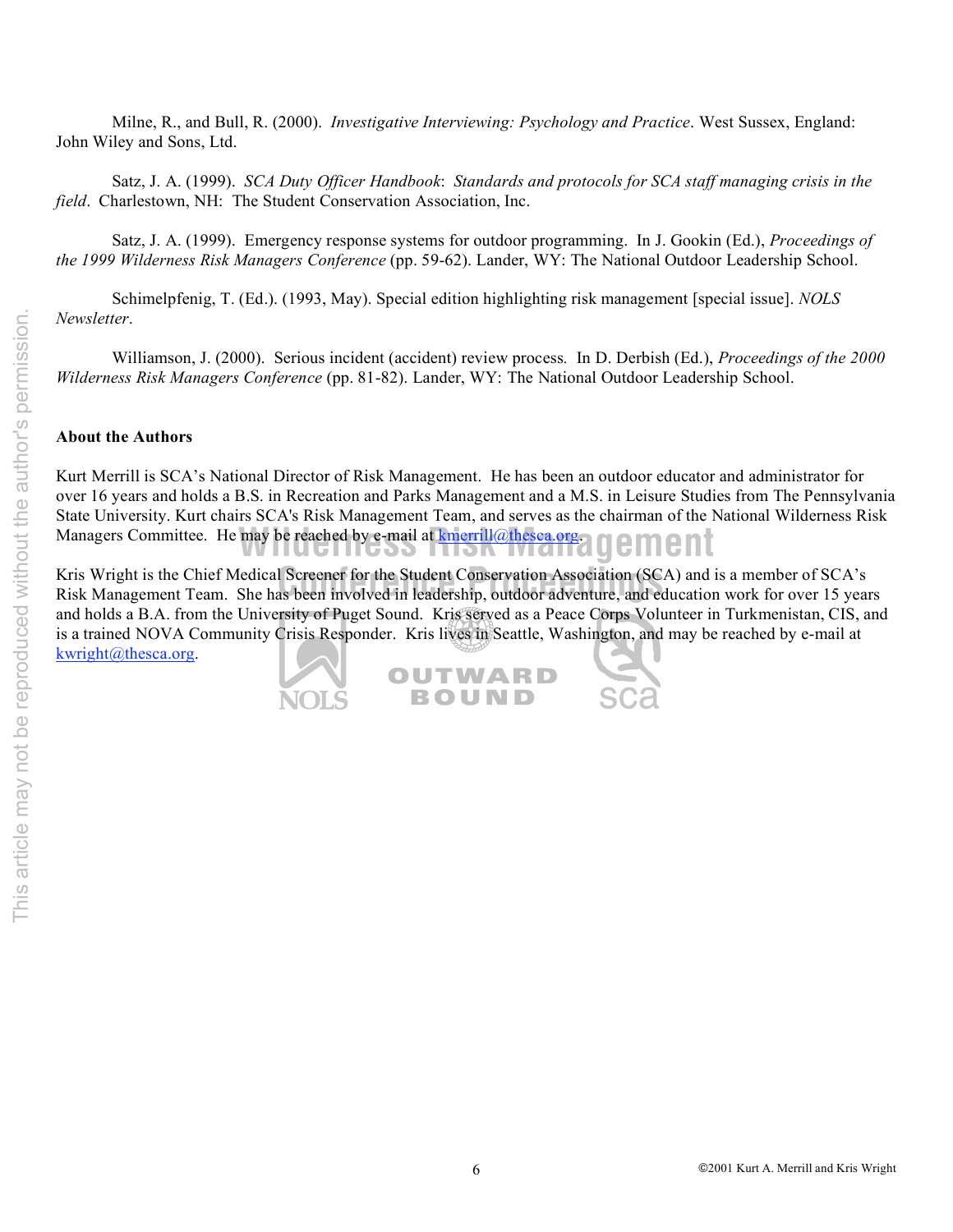Milne, R., and Bull, R. (2000). *Investigative Interviewing: Psychology and Practice*. West Sussex, England: John Wiley and Sons, Ltd.

Satz, J. A. (1999). *SCA Duty Officer Handbook*: *Standards and protocols for SCA staff managing crisis in the field*. Charlestown, NH: The Student Conservation Association, Inc.

Satz, J. A. (1999). Emergency response systems for outdoor programming. In J. Gookin (Ed.), *Proceedings of the 1999 Wilderness Risk Managers Conference* (pp. 59-62). Lander, WY: The National Outdoor Leadership School.

Schimelpfenig, T. (Ed.). (1993, May). Special edition highlighting risk management [special issue]. *NOLS Newsletter*.

Williamson, J. (2000). Serious incident (accident) review process. In D. Derbish (Ed.), *Proceedings of the 2000 Wilderness Risk Managers Conference* (pp. 81-82). Lander, WY: The National Outdoor Leadership School.

**About the Authors**

Kurt Merrill is SCA's National Director of Risk Management. He has been an outdoor educator and administrator for over 16 years and holds a B.S. in Recreation and Parks Management and a M.S. in Leisure Studies from The Pennsylvania State University. Kurt chairs SCA's Risk Management Team, and serves as the chairman of the National Wilderness Risk Managers Committee. He may be reached by e-mail at kmerrill@thesca.org.

Kris Wright is the Chief Medical Screener for the Student Conservation Association (SCA) and is a member of SCA's Risk Management Team. She has been involved in leadership, outdoor adventure, and education work for over 15 years and holds a B.A. from the University of Puget Sound. Kris served as a Peace Corps Volunteer in Turkmenistan, CIS, and is a trained NOVA Community Crisis Responder. Kris lives in Seattle, Washington, and may be reached by e-mail at kwright@thesca.org.

©2001 Kurt A. Merrill and Kris Wright